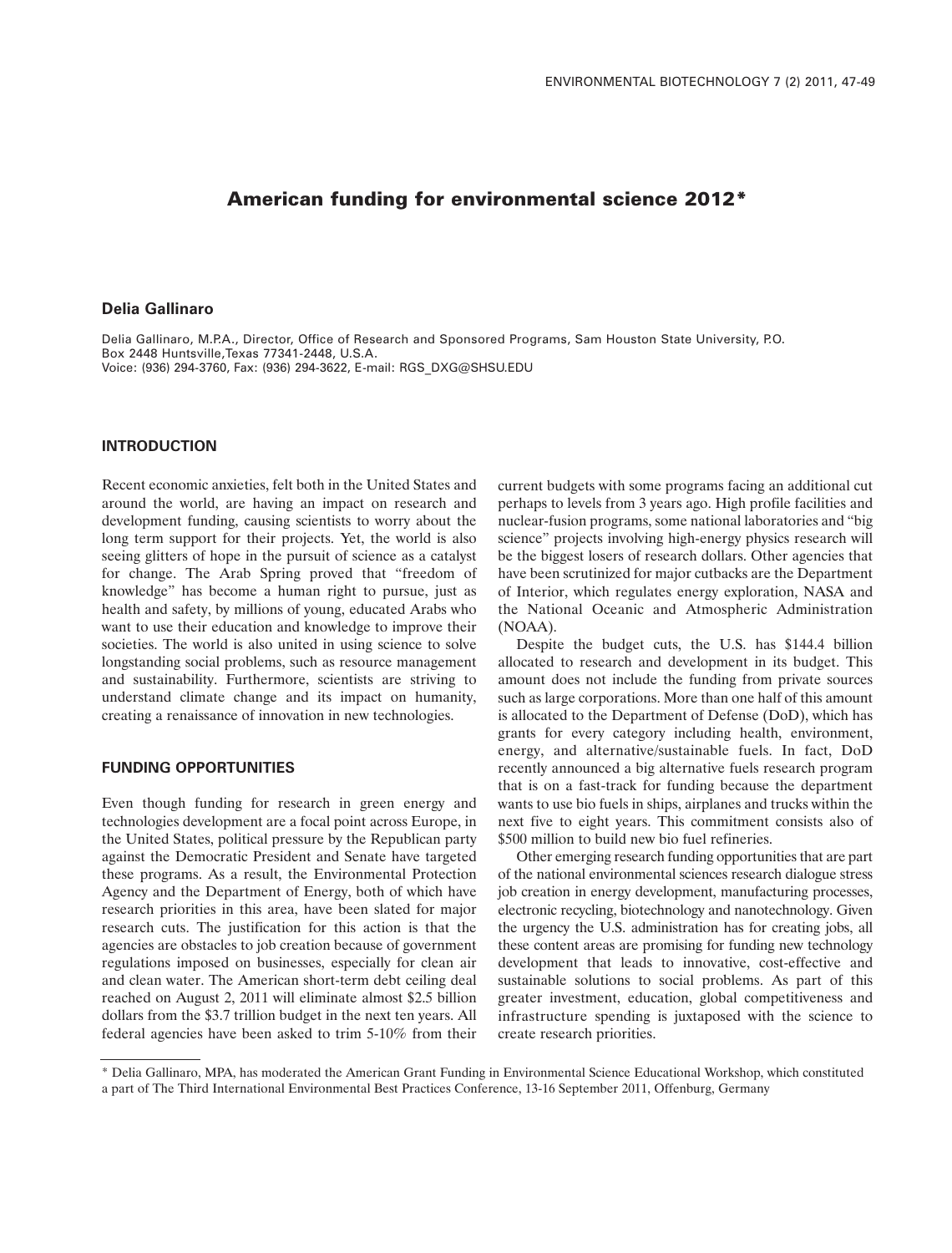# American funding for environmental science 2012*

**Delia Gallinaro**

Delia Gallinaro, M.P.A., Director, Office of Research and Sponsored Programs, Sam Houston State University, P.O. Box 2448 Huntsville,Texas 77341-2448, U.S.A.
Voice: (936) 294-3760, Fax: (936) 294-3622, E-mail: RGS_DXG@SHSU.EDU

## INTRODUCTION

Recent economic anxieties, felt both in the United States and around the world, are having an impact on research and development funding, causing scientists to worry about the long term support for their projects. Yet, the world is also seeing glitters of hope in the pursuit of science as a catalyst for change. The Arab Spring proved that "freedom of knowledge" has become a human right to pursue, just as health and safety, by millions of young, educated Arabs who want to use their education and knowledge to improve their societies. The world is also united in using science to solve longstanding social problems, such as resource management and sustainability. Furthermore, scientists are striving to understand climate change and its impact on humanity, creating a renaissance of innovation in new technologies.

## FUNDING OPPORTUNITIES

Even though funding for research in green energy and technologies development are a focal point across Europe, in the United States, political pressure by the Republican party against the Democratic President and Senate have targeted these programs. As a result, the Environmental Protection Agency and the Department of Energy, both of which have research priorities in this area, have been slated for major research cuts. The justification for this action is that the agencies are obstacles to job creation because of government regulations imposed on businesses, especially for clean air and clean water. The American short-term debt ceiling deal reached on August 2, 2011 will eliminate almost $2.5 billion dollars from the $3.7 trillion budget in the next ten years. All federal agencies have been asked to trim 5-10% from their current budgets with some programs facing an additional cut perhaps to levels from 3 years ago. High profile facilities and nuclear-fusion programs, some national laboratories and "big science" projects involving high-energy physics research will be the biggest losers of research dollars. Other agencies that have been scrutinized for major cutbacks are the Department of Interior, which regulates energy exploration, NASA and the National Oceanic and Atmospheric Administration (NOAA).

Despite the budget cuts, the U.S. has $144.4 billion allocated to research and development in its budget. This amount does not include the funding from private sources such as large corporations. More than one half of this amount is allocated to the Department of Defense (DoD), which has grants for every category including health, environment, energy, and alternative/sustainable fuels. In fact, DoD recently announced a big alternative fuels research program that is on a fast-track for funding because the department wants to use bio fuels in ships, airplanes and trucks within the next five to eight years. This commitment consists also of $500 million to build new bio fuel refineries.

Other emerging research funding opportunities that are part of the national environmental sciences research dialogue stress job creation in energy development, manufacturing processes, electronic recycling, biotechnology and nanotechnology. Given the urgency the U.S. administration has for creating jobs, all these content areas are promising for funding new technology development that leads to innovative, cost-effective and sustainable solutions to social problems. As part of this greater investment, education, global competitiveness and infrastructure spending is juxtaposed with the science to create research priorities.

---

* Delia Gallinaro, MPA, has moderated the American Grant Funding in Environmental Science Educational Workshop, which constituted a part of The Third International Environmental Best Practices Conference, 13-16 September 2011, Offenburg, Germany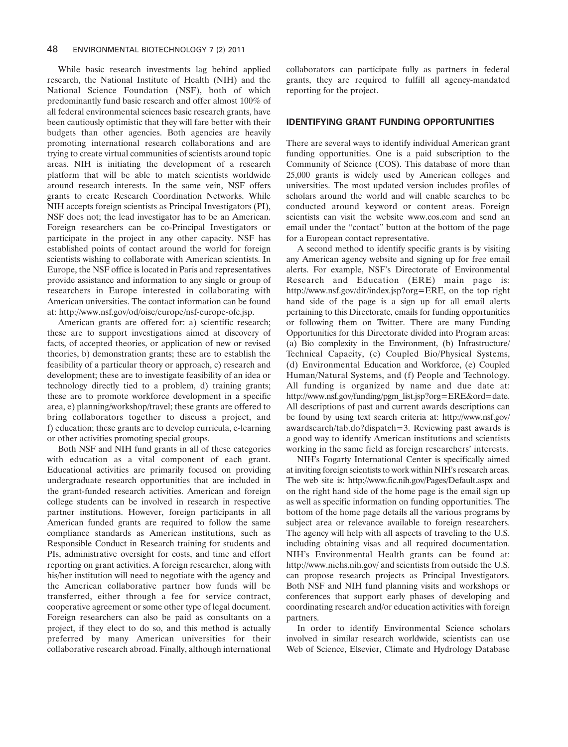While basic research investments lag behind applied research, the National Institute of Health (NIH) and the National Science Foundation (NSF), both of which predominantly fund basic research and offer almost 100% of all federal environmental sciences basic research grants, have been cautiously optimistic that they will fare better with their budgets than other agencies. Both agencies are heavily promoting international research collaborations and are trying to create virtual communities of scientists around topic areas. NIH is initiating the development of a research platform that will be able to match scientists worldwide around research interests. In the same vein, NSF offers grants to create Research Coordination Networks. While NIH accepts foreign scientists as Principal Investigators (PI), NSF does not; the lead investigator has to be an American. Foreign researchers can be co-Principal Investigators or participate in the project in any other capacity. NSF has established points of contact around the world for foreign scientists wishing to collaborate with American scientists. In Europe, the NSF office is located in Paris and representatives provide assistance and information to any single or group of researchers in Europe interested in collaborating with American universities. The contact information can be found at: http://www.nsf.gov/od/oise/europe/nsf-europe-ofc.jsp.

American grants are offered for: a) scientific research; these are to support investigations aimed at discovery of facts, of accepted theories, or application of new or revised theories, b) demonstration grants; these are to establish the feasibility of a particular theory or approach, c) research and development; these are to investigate feasibility of an idea or technology directly tied to a problem, d) training grants; these are to promote workforce development in a specific area, e) planning/workshop/travel; these grants are offered to bring collaborators together to discuss a project, and f) education; these grants are to develop curricula, e-learning or other activities promoting special groups.

Both NSF and NIH fund grants in all of these categories with education as a vital component of each grant. Educational activities are primarily focused on providing undergraduate research opportunities that are included in the grant-funded research activities. American and foreign college students can be involved in research in respective partner institutions. However, foreign participants in all American funded grants are required to follow the same compliance standards as American institutions, such as Responsible Conduct in Research training for students and PIs, administrative oversight for costs, and time and effort reporting on grant activities. A foreign researcher, along with his/her institution will need to negotiate with the agency and the American collaborative partner how funds will be transferred, either through a fee for service contract, cooperative agreement or some other type of legal document. Foreign researchers can also be paid as consultants on a project, if they elect to do so, and this method is actually preferred by many American universities for their collaborative research abroad. Finally, although international collaborators can participate fully as partners in federal grants, they are required to fulfill all agency-mandated reporting for the project.

## IDENTIFYING GRANT FUNDING OPPORTUNITIES

There are several ways to identify individual American grant funding opportunities. One is a paid subscription to the Community of Science (COS). This database of more than 25,000 grants is widely used by American colleges and universities. The most updated version includes profiles of scholars around the world and will enable searches to be conducted around keyword or content areas. Foreign scientists can visit the website www.cos.com and send an email under the "contact" button at the bottom of the page for a European contact representative.

A second method to identify specific grants is by visiting any American agency website and signing up for free email alerts. For example, NSF's Directorate of Environmental Research and Education (ERE) main page is: http://www.nsf.gov/dir/index.jsp?org=ERE, on the top right hand side of the page is a sign up for all email alerts pertaining to this Directorate, emails for funding opportunities or following them on Twitter. There are many Funding Opportunities for this Directorate divided into Program areas: (a) Bio complexity in the Environment, (b) Infrastructure/Technical Capacity, (c) Coupled Bio/Physical Systems, (d) Environmental Education and Workforce, (e) Coupled Human/Natural Systems, and (f) People and Technology. All funding is organized by name and due date at: http://www.nsf.gov/funding/pgm_list.jsp?org=ERE&ord=date. All descriptions of past and current awards descriptions can be found by using text search criteria at: http://www.nsf.gov/awardsearch/tab.do?dispatch=3. Reviewing past awards is a good way to identify American institutions and scientists working in the same field as foreign researchers' interests.

NIH's Fogarty International Center is specifically aimed at inviting foreign scientists to work within NIH's research areas. The web site is: http://www.fic.nih.gov/Pages/Default.aspx and on the right hand side of the home page is the email sign up as well as specific information on funding opportunities. The bottom of the home page details all the various programs by subject area or relevance available to foreign researchers. The agency will help with all aspects of traveling to the U.S. including obtaining visas and all required documentation. NIH's Environmental Health grants can be found at: http://www.niehs.nih.gov/ and scientists from outside the U.S. can propose research projects as Principal Investigators. Both NSF and NIH fund planning visits and workshops or conferences that support early phases of developing and coordinating research and/or education activities with foreign partners.

In order to identify Environmental Science scholars involved in similar research worldwide, scientists can use Web of Science, Elsevier, Climate and Hydrology Database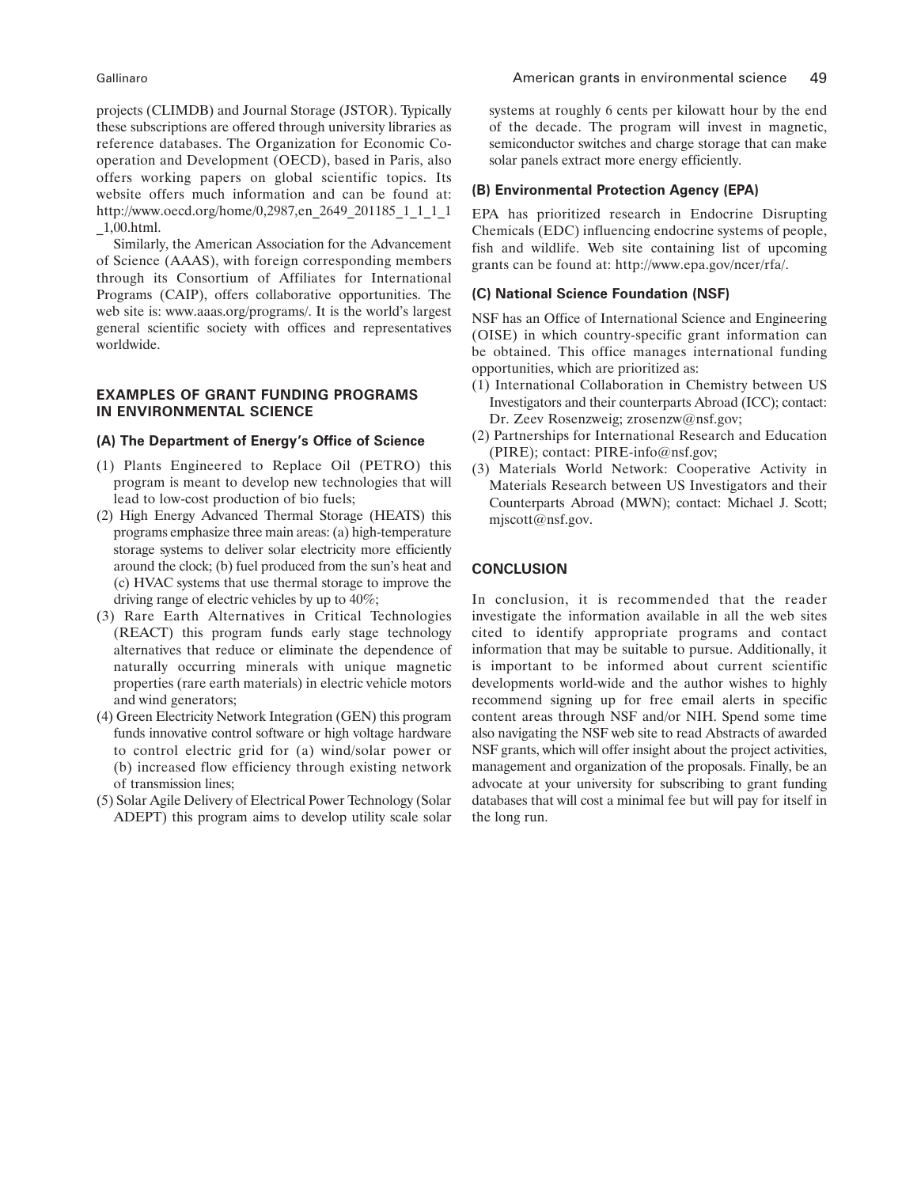projects (CLIMDB) and Journal Storage (JSTOR). Typically these subscriptions are offered through university libraries as reference databases. The Organization for Economic Co-operation and Development (OECD), based in Paris, also offers working papers on global scientific topics. Its website offers much information and can be found at: http://www.oecd.org/home/0,2987,en_2649_201185_1_1_1_1_1,00.html.

Similarly, the American Association for the Advancement of Science (AAAS), with foreign corresponding members through its Consortium of Affiliates for International Programs (CAIP), offers collaborative opportunities. The web site is: www.aaas.org/programs/. It is the world's largest general scientific society with offices and representatives worldwide.

## EXAMPLES OF GRANT FUNDING PROGRAMS IN ENVIRONMENTAL SCIENCE

### (A) The Department of Energy's Office of Science

(1) Plants Engineered to Replace Oil (PETRO) this program is meant to develop new technologies that will lead to low-cost production of bio fuels;

(2) High Energy Advanced Thermal Storage (HEATS) this programs emphasize three main areas: (a) high-temperature storage systems to deliver solar electricity more efficiently around the clock; (b) fuel produced from the sun's heat and (c) HVAC systems that use thermal storage to improve the driving range of electric vehicles by up to 40%;

(3) Rare Earth Alternatives in Critical Technologies (REACT) this program funds early stage technology alternatives that reduce or eliminate the dependence of naturally occurring minerals with unique magnetic properties (rare earth materials) in electric vehicle motors and wind generators;

(4) Green Electricity Network Integration (GEN) this program funds innovative control software or high voltage hardware to control electric grid for (a) wind/solar power or (b) increased flow efficiency through existing network of transmission lines;

(5) Solar Agile Delivery of Electrical Power Technology (Solar ADEPT) this program aims to develop utility scale solar systems at roughly 6 cents per kilowatt hour by the end of the decade. The program will invest in magnetic, semiconductor switches and charge storage that can make solar panels extract more energy efficiently.

### (B) Environmental Protection Agency (EPA)

EPA has prioritized research in Endocrine Disrupting Chemicals (EDC) influencing endocrine systems of people, fish and wildlife. Web site containing list of upcoming grants can be found at: http://www.epa.gov/ncer/rfa/.

### (C) National Science Foundation (NSF)

NSF has an Office of International Science and Engineering (OISE) in which country-specific grant information can be obtained. This office manages international funding opportunities, which are prioritized as:

(1) International Collaboration in Chemistry between US Investigators and their counterparts Abroad (ICC); contact: Dr. Zeev Rosenzweig; zrosenzw@nsf.gov;

(2) Partnerships for International Research and Education (PIRE); contact: PIRE-info@nsf.gov;

(3) Materials World Network: Cooperative Activity in Materials Research between US Investigators and their Counterparts Abroad (MWN); contact: Michael J. Scott; mjscott@nsf.gov.

## CONCLUSION

In conclusion, it is recommended that the reader investigate the information available in all the web sites cited to identify appropriate programs and contact information that may be suitable to pursue. Additionally, it is important to be informed about current scientific developments world-wide and the author wishes to highly recommend signing up for free email alerts in specific content areas through NSF and/or NIH. Spend some time also navigating the NSF web site to read Abstracts of awarded NSF grants, which will offer insight about the project activities, management and organization of the proposals. Finally, be an advocate at your university for subscribing to grant funding databases that will cost a minimal fee but will pay for itself in the long run.